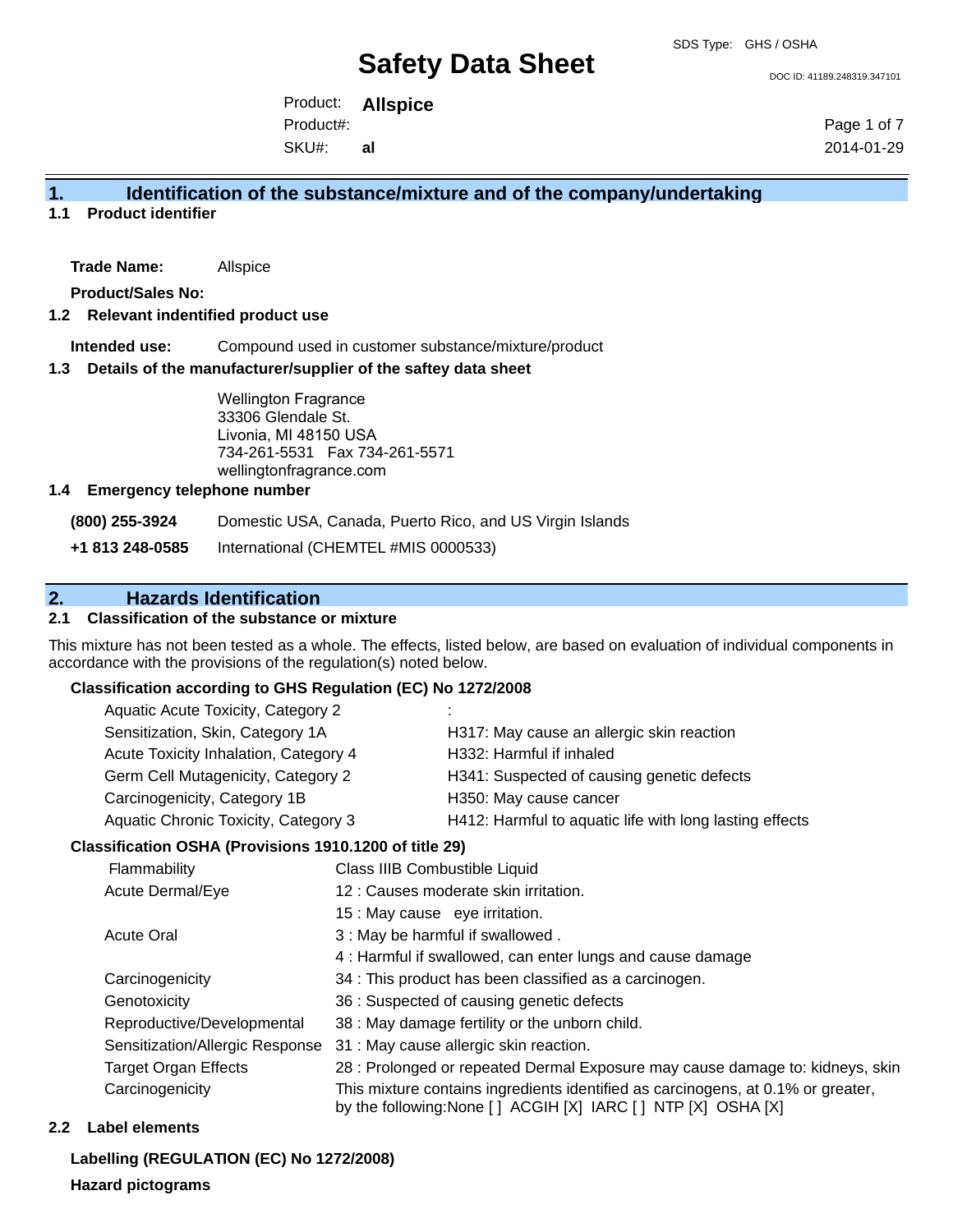# Safety Data Sheet

SDS Type: GHS / OSHA

DOC ID: 41189.248319.347101

Product: **Allspice**
Product#:
SKU#: **al**

2014-01-29

## 1. Identification of the substance/mixture and of the company/undertaking

### 1.1 Product identifier

**Trade Name:** Allspice

**Product/Sales No:**

### 1.2 Relevant indentified product use

**Intended use:** Compound used in customer substance/mixture/product

### 1.3 Details of the manufacturer/supplier of the saftey data sheet

Wellington Fragrance
33306 Glendale St.
Livonia, MI 48150 USA
734-261-5531 Fax 734-261-5571
wellingtonfragrance.com

### 1.4 Emergency telephone number

**(800) 255-3924** Domestic USA, Canada, Puerto Rico, and US Virgin Islands

**+1 813 248-0585** International (CHEMTEL #MIS 0000533)

## 2. Hazards Identification

### 2.1 Classification of the substance or mixture

This mixture has not been tested as a whole. The effects, listed below, are based on evaluation of individual components in accordance with the provisions of the regulation(s) noted below.

**Classification according to GHS Regulation (EC) No 1272/2008**

| | |
|---|---|
| Aquatic Acute Toxicity, Category 2 | : |
| Sensitization, Skin, Category 1A | H317: May cause an allergic skin reaction |
| Acute Toxicity Inhalation, Category 4 | H332: Harmful if inhaled |
| Germ Cell Mutagenicity, Category 2 | H341: Suspected of causing genetic defects |
| Carcinogenicity, Category 1B | H350: May cause cancer |
| Aquatic Chronic Toxicity, Category 3 | H412: Harmful to aquatic life with long lasting effects |

**Classification OSHA (Provisions 1910.1200 of title 29)**

| | |
|---|---|
| Flammability | Class IIIB Combustible Liquid |
| Acute Dermal/Eye | 12 : Causes moderate skin irritation. |
| | 15 : May cause eye irritation. |
| Acute Oral | 3 : May be harmful if swallowed . |
| | 4 : Harmful if swallowed, can enter lungs and cause damage |
| Carcinogenicity | 34 : This product has been classified as a carcinogen. |
| Genotoxicity | 36 : Suspected of causing genetic defects |
| Reproductive/Developmental | 38 : May damage fertility or the unborn child. |
| Sensitization/Allergic Response | 31 : May cause allergic skin reaction. |
| Target Organ Effects | 28 : Prolonged or repeated Dermal Exposure may cause damage to: kidneys, skin |
| Carcinogenicity | This mixture contains ingredients identified as carcinogens, at 0.1% or greater, by the following:None [ ] ACGIH [X] IARC [ ] NTP [X] OSHA [X] |

### 2.2 Label elements

**Labelling (REGULATION (EC) No 1272/2008)**

**Hazard pictograms**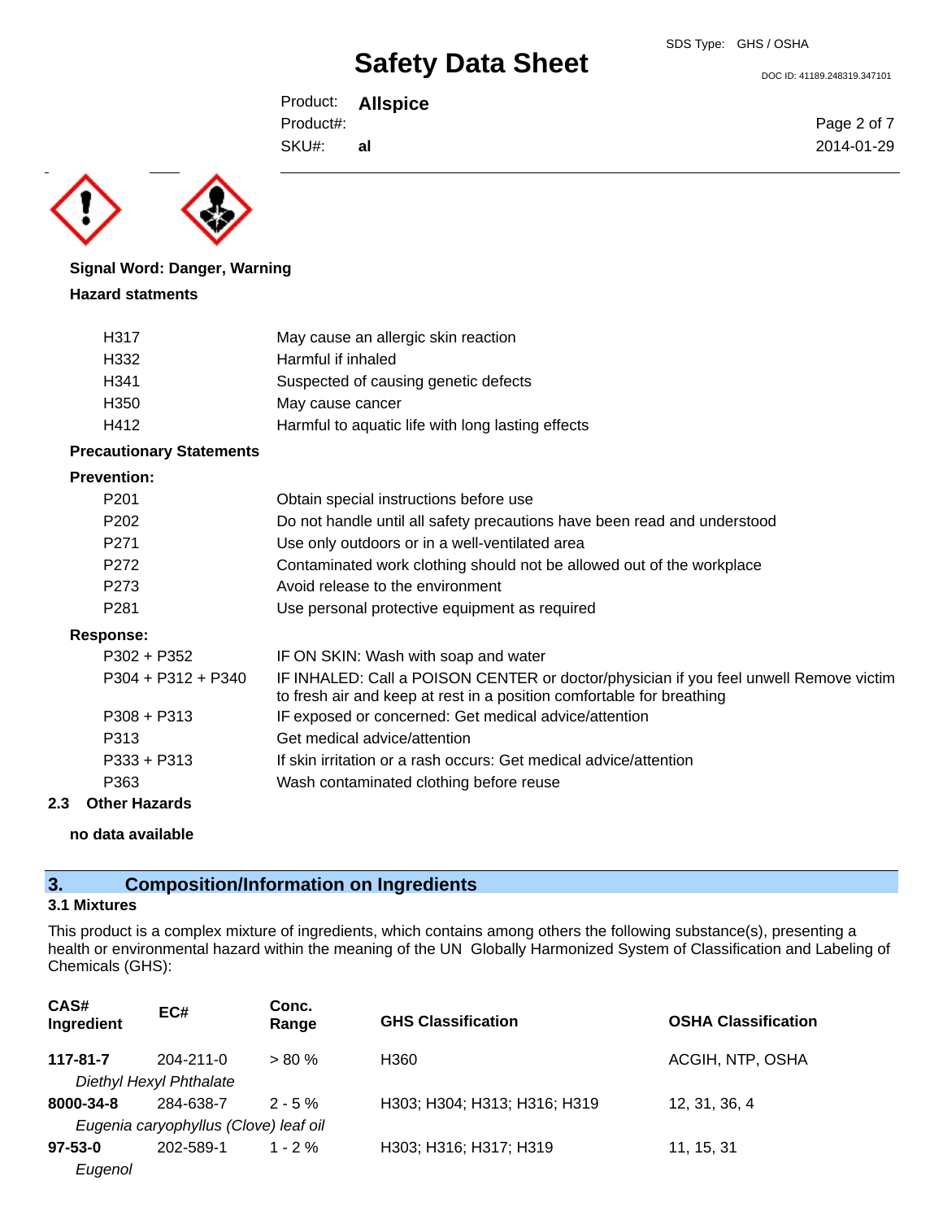**Signal Word: Danger, Warning**

**Hazard statments**

| | |
|---|---|
| H317 | May cause an allergic skin reaction |
| H332 | Harmful if inhaled |
| H341 | Suspected of causing genetic defects |
| H350 | May cause cancer |
| H412 | Harmful to aquatic life with long lasting effects |

**Precautionary Statements**

**Prevention:**

| | |
|---|---|
| P201 | Obtain special instructions before use |
| P202 | Do not handle until all safety precautions have been read and understood |
| P271 | Use only outdoors or in a well-ventilated area |
| P272 | Contaminated work clothing should not be allowed out of the workplace |
| P273 | Avoid release to the environment |
| P281 | Use personal protective equipment as required |

**Response:**

| | |
|---|---|
| P302 + P352 | IF ON SKIN: Wash with soap and water |
| P304 + P312 + P340 | IF INHALED: Call a POISON CENTER or doctor/physician if you feel unwell Remove victim to fresh air and keep at rest in a position comfortable for breathing |
| P308 + P313 | IF exposed or concerned: Get medical advice/attention |
| P313 | Get medical advice/attention |
| P333 + P313 | If skin irritation or a rash occurs: Get medical advice/attention |
| P363 | Wash contaminated clothing before reuse |

### 2.3 Other Hazards

**no data available**

## 3. Composition/Information on Ingredients

### 3.1 Mixtures

This product is a complex mixture of ingredients, which contains among others the following substance(s), presenting a health or environmental hazard within the meaning of the UN Globally Harmonized System of Classification and Labeling of Chemicals (GHS):

| CAS# Ingredient | EC# | Conc. Range | GHS Classification | OSHA Classification |
|---|---|---|---|---|
| **117-81-7** | 204-211-0 | > 80 % | H360 | ACGIH, NTP, OSHA |
| *Diethyl Hexyl Phthalate* | | | | |
| **8000-34-8** | 284-638-7 | 2 - 5 % | H303; H304; H313; H316; H319 | 12, 31, 36, 4 |
| *Eugenia caryophyllus (Clove) leaf oil* | | | | |
| **97-53-0** | 202-589-1 | 1 - 2 % | H303; H316; H317; H319 | 11, 15, 31 |
| *Eugenol* | | | | |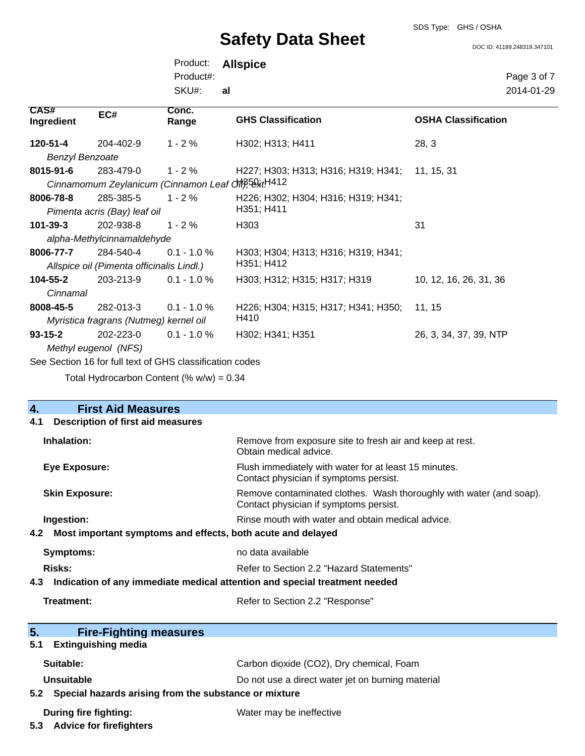| CAS# Ingredient | EC# | Conc. Range | GHS Classification | OSHA Classification |
|---|---|---|---|---|
| **120-51-4** *Benzyl Benzoate* | 204-402-9 | 1 - 2 % | H302; H313; H411 | 28, 3 |
| **8015-91-6** *Cinnamomum Zeylanicum (Cinnamon Leaf Oil), ext.* | 283-479-0 | 1 - 2 % | H227; H303; H313; H316; H319; H341; H350; H412 | 11, 15, 31 |
| **8006-78-8** *Pimenta acris (Bay) leaf oil* | 285-385-5 | 1 - 2 % | H226; H302; H304; H316; H319; H341; H351; H411 | |
| **101-39-3** *alpha-Methylcinnamaldehyde* | 202-938-8 | 1 - 2 % | H303 | 31 |
| **8006-77-7** *Allspice oil (Pimenta officinalis Lindl.)* | 284-540-4 | 0.1 - 1.0 % | H303; H304; H313; H316; H319; H341; H351; H412 | |
| **104-55-2** *Cinnamal* | 203-213-9 | 0.1 - 1.0 % | H303; H312; H315; H317; H319 | 10, 12, 16, 26, 31, 36 |
| **8008-45-5** *Myristica fragrans (Nutmeg) kernel oil* | 282-013-3 | 0.1 - 1.0 % | H226; H304; H315; H317; H341; H350; H410 | 11, 15 |
| **93-15-2** *Methyl eugenol (NFS)* | 202-223-0 | 0.1 - 1.0 % | H302; H341; H351 | 26, 3, 34, 37, 39, NTP |

See Section 16 for full text of GHS classification codes

Total Hydrocarbon Content (% w/w) = 0.34

## 4. First Aid Measures

### 4.1 Description of first aid measures

**Inhalation:** Remove from exposure site to fresh air and keep at rest. Obtain medical advice.

**Eye Exposure:** Flush immediately with water for at least 15 minutes. Contact physician if symptoms persist.

**Skin Exposure:** Remove contaminated clothes. Wash thoroughly with water (and soap). Contact physician if symptoms persist.

**Ingestion:** Rinse mouth with water and obtain medical advice.

### 4.2 Most important symptoms and effects, both acute and delayed

**Symptoms:** no data available

**Risks:** Refer to Section 2.2 "Hazard Statements"

### 4.3 Indication of any immediate medical attention and special treatment needed

**Treatment:** Refer to Section 2.2 "Response"

## 5. Fire-Fighting measures

### 5.1 Extinguishing media

**Suitable:** Carbon dioxide ($CO_2$), Dry chemical, Foam

**Unsuitable** Do not use a direct water jet on burning material

### 5.2 Special hazards arising from the substance or mixture

**During fire fighting:** Water may be ineffective

### 5.3 Advice for firefighters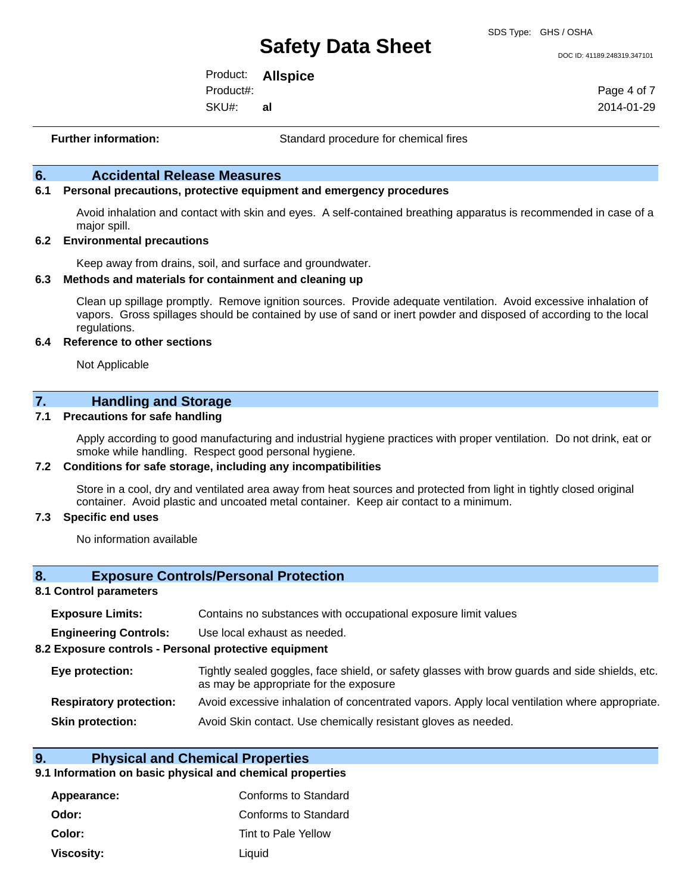**Further information:** Standard procedure for chemical fires

## 6. Accidental Release Measures

### 6.1 Personal precautions, protective equipment and emergency procedures

Avoid inhalation and contact with skin and eyes. A self-contained breathing apparatus is recommended in case of a major spill.

### 6.2 Environmental precautions

Keep away from drains, soil, and surface and groundwater.

### 6.3 Methods and materials for containment and cleaning up

Clean up spillage promptly. Remove ignition sources. Provide adequate ventilation. Avoid excessive inhalation of vapors. Gross spillages should be contained by use of sand or inert powder and disposed of according to the local regulations.

### 6.4 Reference to other sections

Not Applicable

## 7. Handling and Storage

### 7.1 Precautions for safe handling

Apply according to good manufacturing and industrial hygiene practices with proper ventilation. Do not drink, eat or smoke while handling. Respect good personal hygiene.

### 7.2 Conditions for safe storage, including any incompatibilities

Store in a cool, dry and ventilated area away from heat sources and protected from light in tightly closed original container. Avoid plastic and uncoated metal container. Keep air contact to a minimum.

### 7.3 Specific end uses

No information available

## 8. Exposure Controls/Personal Protection

### 8.1 Control parameters

**Exposure Limits:** Contains no substances with occupational exposure limit values

**Engineering Controls:** Use local exhaust as needed.

### 8.2 Exposure controls - Personal protective equipment

**Eye protection:** Tightly sealed goggles, face shield, or safety glasses with brow guards and side shields, etc. as may be appropriate for the exposure

**Respiratory protection:** Avoid excessive inhalation of concentrated vapors. Apply local ventilation where appropriate.

**Skin protection:** Avoid Skin contact. Use chemically resistant gloves as needed.

## 9. Physical and Chemical Properties

### 9.1 Information on basic physical and chemical properties

**Appearance:** Conforms to Standard

**Odor:** Conforms to Standard

**Color:** Tint to Pale Yellow

**Viscosity:** Liquid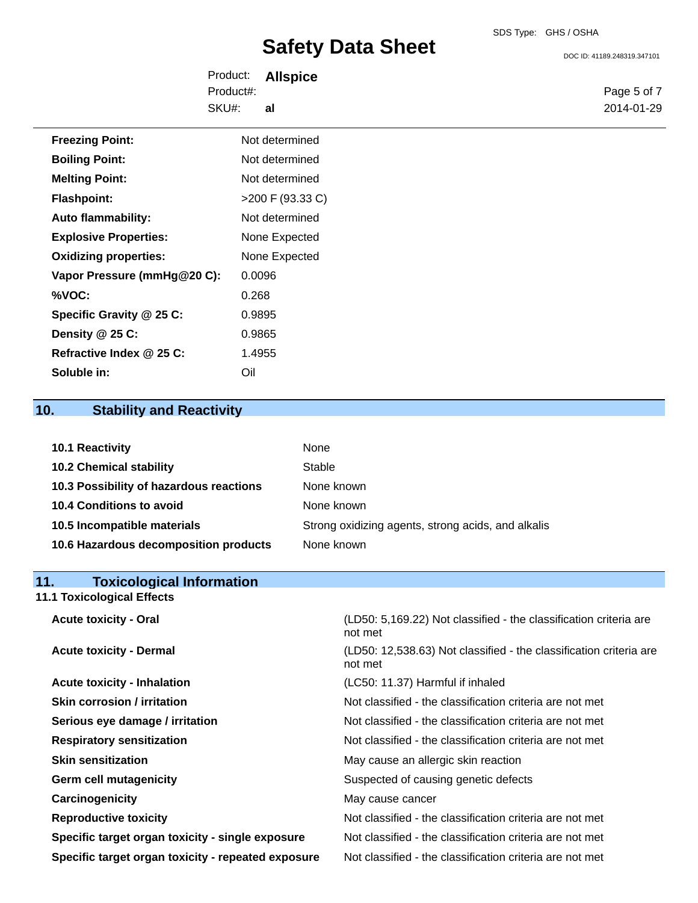| | |
|---|---|
| **Freezing Point:** | Not determined |
| **Boiling Point:** | Not determined |
| **Melting Point:** | Not determined |
| **Flashpoint:** | >200 F (93.33 C) |
| **Auto flammability:** | Not determined |
| **Explosive Properties:** | None Expected |
| **Oxidizing properties:** | None Expected |
| **Vapor Pressure (mmHg@20 C):** | 0.0096 |
| **%VOC:** | 0.268 |
| **Specific Gravity @ 25 C:** | 0.9895 |
| **Density @ 25 C:** | 0.9865 |
| **Refractive Index @ 25 C:** | 1.4955 |
| **Soluble in:** | Oil |

## 10. Stability and Reactivity

| | |
|---|---|
| **10.1 Reactivity** | None |
| **10.2 Chemical stability** | Stable |
| **10.3 Possibility of hazardous reactions** | None known |
| **10.4 Conditions to avoid** | None known |
| **10.5 Incompatible materials** | Strong oxidizing agents, strong acids, and alkalis |
| **10.6 Hazardous decomposition products** | None known |

## 11. Toxicological Information

### 11.1 Toxicological Effects

| | |
|---|---|
| **Acute toxicity - Oral** | (LD50: 5,169.22) Not classified - the classification criteria are not met |
| **Acute toxicity - Dermal** | (LD50: 12,538.63) Not classified - the classification criteria are not met |
| **Acute toxicity - Inhalation** | (LC50: 11.37) Harmful if inhaled |
| **Skin corrosion / irritation** | Not classified - the classification criteria are not met |
| **Serious eye damage / irritation** | Not classified - the classification criteria are not met |
| **Respiratory sensitization** | Not classified - the classification criteria are not met |
| **Skin sensitization** | May cause an allergic skin reaction |
| **Germ cell mutagenicity** | Suspected of causing genetic defects |
| **Carcinogenicity** | May cause cancer |
| **Reproductive toxicity** | Not classified - the classification criteria are not met |
| **Specific target organ toxicity - single exposure** | Not classified - the classification criteria are not met |
| **Specific target organ toxicity - repeated exposure** | Not classified - the classification criteria are not met |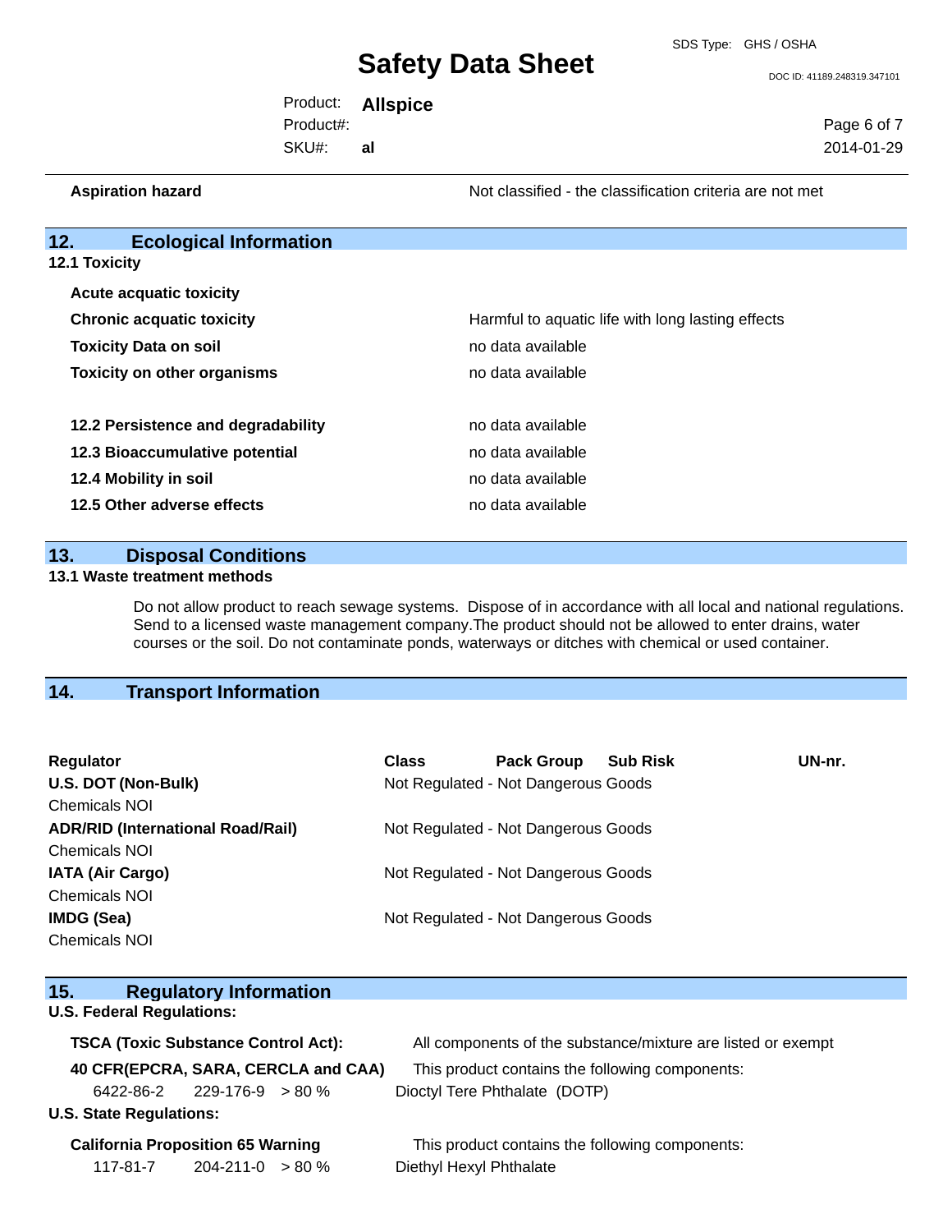| | |
|---|---|
| **Aspiration hazard** | Not classified - the classification criteria are not met |

## 12. Ecological Information

### 12.1 Toxicity

| | |
|---|---|
| **Acute acquatic toxicity** | |
| **Chronic acquatic toxicity** | Harmful to aquatic life with long lasting effects |
| **Toxicity Data on soil** | no data available |
| **Toxicity on other organisms** | no data available |

| | |
|---|---|
| **12.2 Persistence and degradability** | no data available |
| **12.3 Bioaccumulative potential** | no data available |
| **12.4 Mobility in soil** | no data available |
| **12.5 Other adverse effects** | no data available |

## 13. Disposal Conditions

### 13.1 Waste treatment methods

Do not allow product to reach sewage systems. Dispose of in accordance with all local and national regulations. Send to a licensed waste management company.The product should not be allowed to enter drains, water courses or the soil. Do not contaminate ponds, waterways or ditches with chemical or used container.

## 14. Transport Information

| Regulator | Class | Pack Group | Sub Risk | UN-nr. |
|---|---|---|---|---|
| **U.S. DOT (Non-Bulk)** | Not Regulated - Not Dangerous Goods | | | |
| Chemicals NOI | | | | |
| **ADR/RID (International Road/Rail)** | Not Regulated - Not Dangerous Goods | | | |
| Chemicals NOI | | | | |
| **IATA (Air Cargo)** | Not Regulated - Not Dangerous Goods | | | |
| Chemicals NOI | | | | |
| **IMDG (Sea)** | Not Regulated - Not Dangerous Goods | | | |
| Chemicals NOI | | | | |

## 15. Regulatory Information

**U.S. Federal Regulations:**

| | |
|---|---|
| **TSCA (Toxic Substance Control Act):** | All components of the substance/mixture are listed or exempt |
| **40 CFR(EPCRA, SARA, CERCLA and CAA)** | This product contains the following components: |
| 6422-86-2 229-176-9 > 80 % | Dioctyl Tere Phthalate (DOTP) |

**U.S. State Regulations:**

| | |
|---|---|
| **California Proposition 65 Warning** | This product contains the following components: |
| 117-81-7 204-211-0 > 80 % | Diethyl Hexyl Phthalate |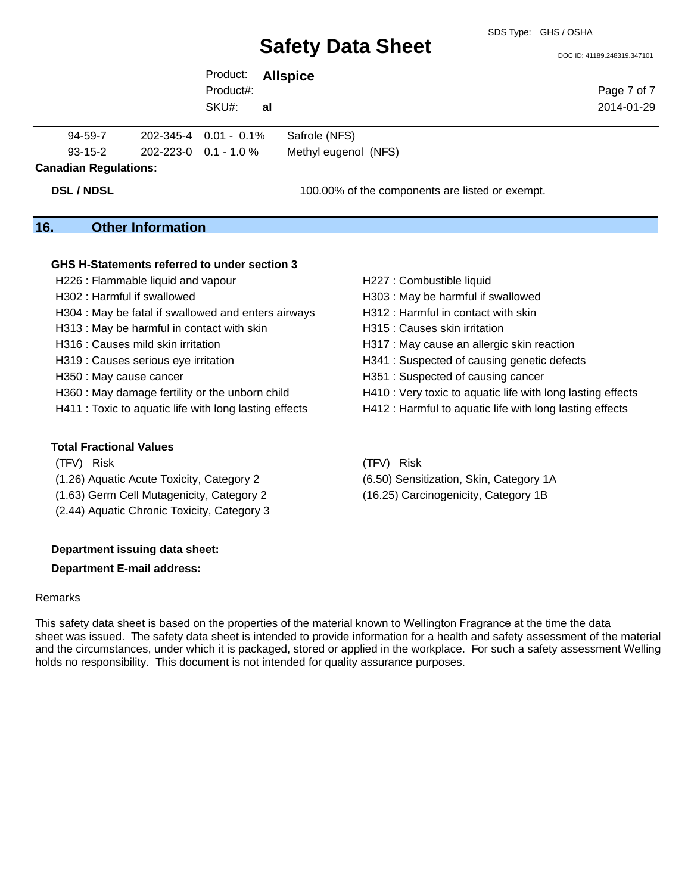| | | | |
|---|---|---|---|
| 94-59-7 | 202-345-4 | 0.01 - 0.1% | Safrole (NFS) |
| 93-15-2 | 202-223-0 | 0.1 - 1.0 % | Methyl eugenol (NFS) |

**Canadian Regulations:**

**DSL / NDSL** 100.00% of the components are listed or exempt.

## 16. Other Information

**GHS H-Statements referred to under section 3**

H226 : Flammable liquid and vapour
H227 : Combustible liquid
H302 : Harmful if swallowed
H303 : May be harmful if swallowed
H304 : May be fatal if swallowed and enters airways
H312 : Harmful in contact with skin
H313 : May be harmful in contact with skin
H315 : Causes skin irritation
H316 : Causes mild skin irritation
H317 : May cause an allergic skin reaction
H319 : Causes serious eye irritation
H341 : Suspected of causing genetic defects
H350 : May cause cancer
H351 : Suspected of causing cancer
H360 : May damage fertility or the unborn child
H410 : Very toxic to aquatic life with long lasting effects
H411 : Toxic to aquatic life with long lasting effects
H412 : Harmful to aquatic life with long lasting effects

**Total Fractional Values**

| (TFV) | Risk | (TFV) | Risk |
|---|---|---|---|
| (1.26) | Aquatic Acute Toxicity, Category 2 | (6.50) | Sensitization, Skin, Category 1A |
| (1.63) | Germ Cell Mutagenicity, Category 2 | (16.25) | Carcinogenicity, Category 1B |
| (2.44) | Aquatic Chronic Toxicity, Category 3 | | |

**Department issuing data sheet:**

**Department E-mail address:**

Remarks

This safety data sheet is based on the properties of the material known to Wellington Fragrance at the time the data sheet was issued. The safety data sheet is intended to provide information for a health and safety assessment of the material and the circumstances, under which it is packaged, stored or applied in the workplace. For such a safety assessment Welling holds no responsibility. This document is not intended for quality assurance purposes.